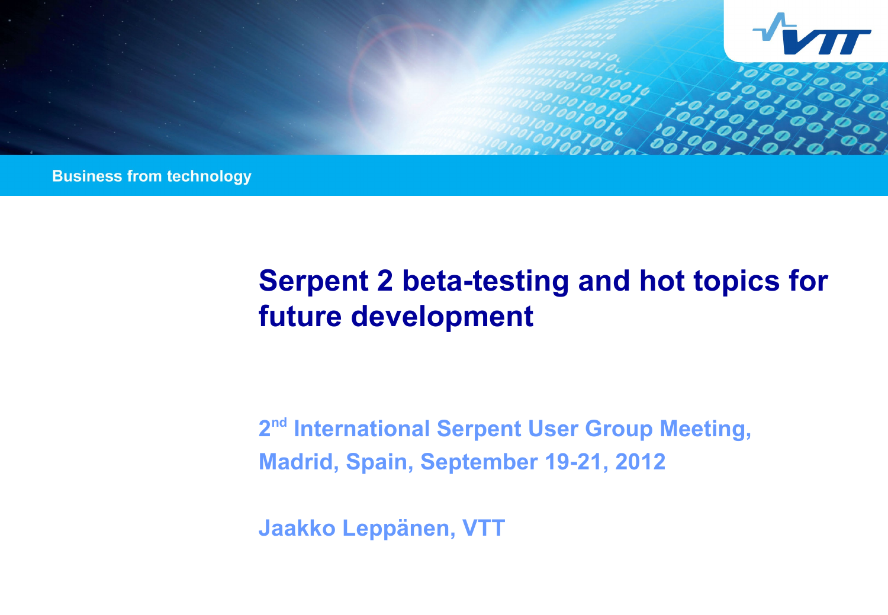Business from technology

# Serpent 2 beta-testing and hot topics for future development

2nd International Serpent User Group Meeting,
Madrid, Spain, September 19-21, 2012

Jaakko Leppänen, VTT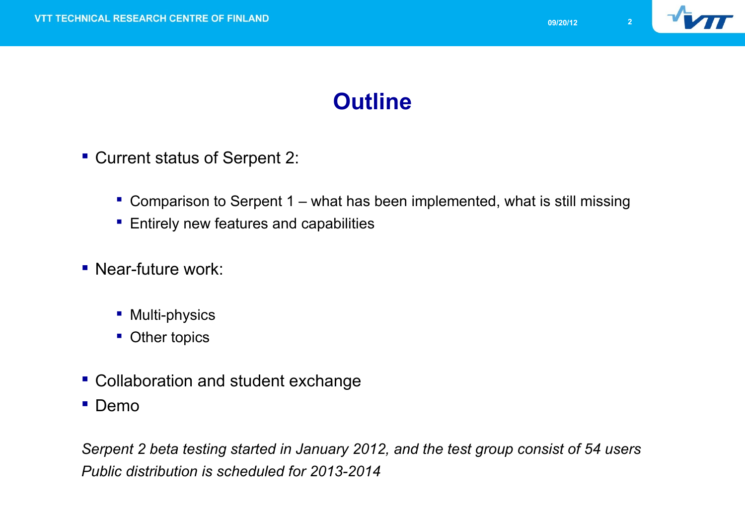# Outline

- Current status of Serpent 2:
  - Comparison to Serpent 1 – what has been implemented, what is still missing
  - Entirely new features and capabilities
- Near-future work:
  - Multi-physics
  - Other topics
- Collaboration and student exchange
- Demo

*Serpent 2 beta testing started in January 2012, and the test group consist of 54 users*
*Public distribution is scheduled for 2013-2014*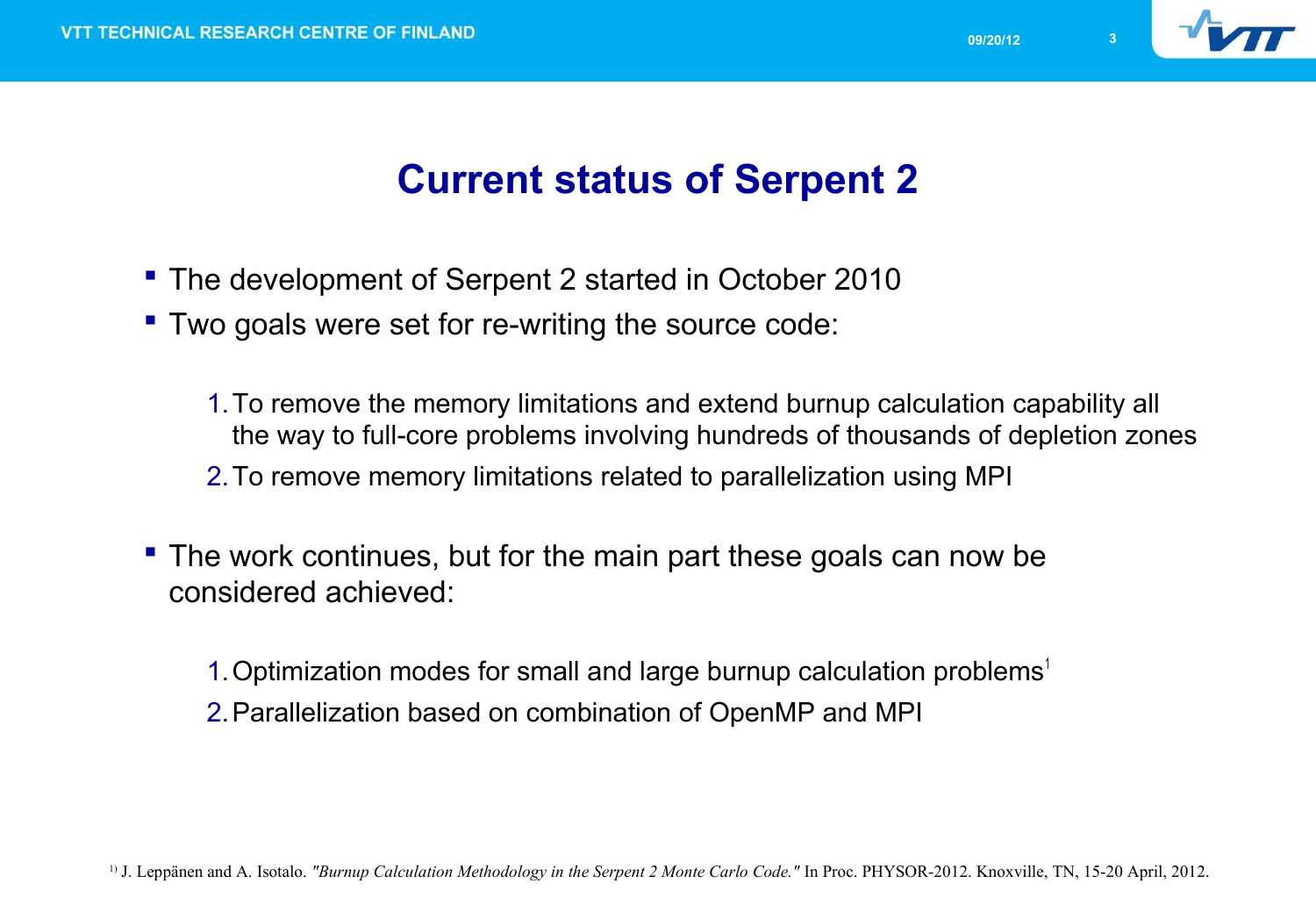# Current status of Serpent 2

- The development of Serpent 2 started in October 2010
- Two goals were set for re-writing the source code:

  1. To remove the memory limitations and extend burnup calculation capability all the way to full-core problems involving hundreds of thousands of depletion zones
  2. To remove memory limitations related to parallelization using MPI

- The work continues, but for the main part these goals can now be considered achieved:

  1. Optimization modes for small and large burnup calculation problems[1]
  2. Parallelization based on combination of OpenMP and MPI

[1] J. Leppänen and A. Isotalo. *"Burnup Calculation Methodology in the Serpent 2 Monte Carlo Code."* In Proc. PHYSOR-2012. Knoxville, TN, 15-20 April, 2012.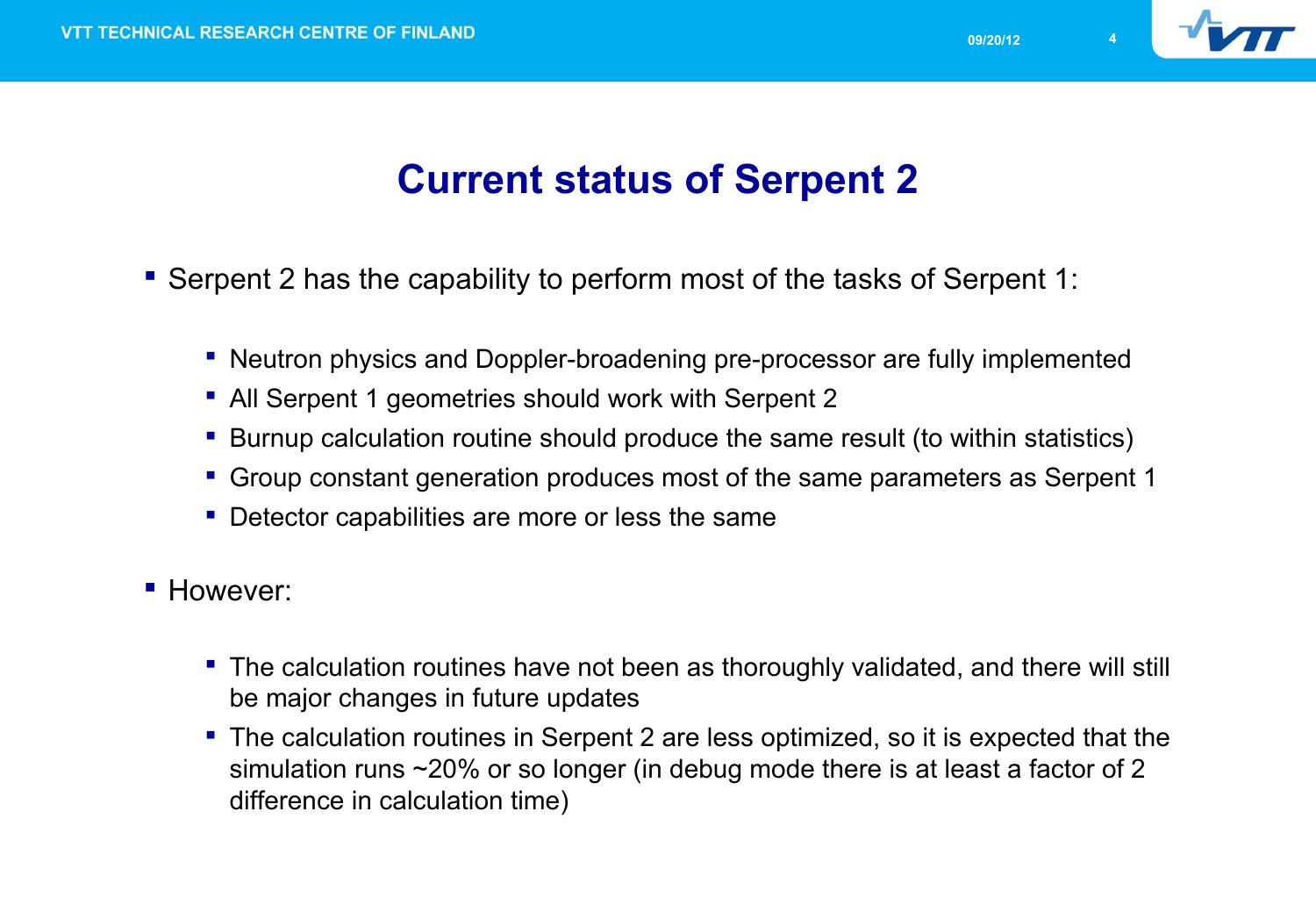# Current status of Serpent 2

- Serpent 2 has the capability to perform most of the tasks of Serpent 1:
  - Neutron physics and Doppler-broadening pre-processor are fully implemented
  - All Serpent 1 geometries should work with Serpent 2
  - Burnup calculation routine should produce the same result (to within statistics)
  - Group constant generation produces most of the same parameters as Serpent 1
  - Detector capabilities are more or less the same
- However:
  - The calculation routines have not been as thoroughly validated, and there will still be major changes in future updates
  - The calculation routines in Serpent 2 are less optimized, so it is expected that the simulation runs ~20% or so longer (in debug mode there is at least a factor of 2 difference in calculation time)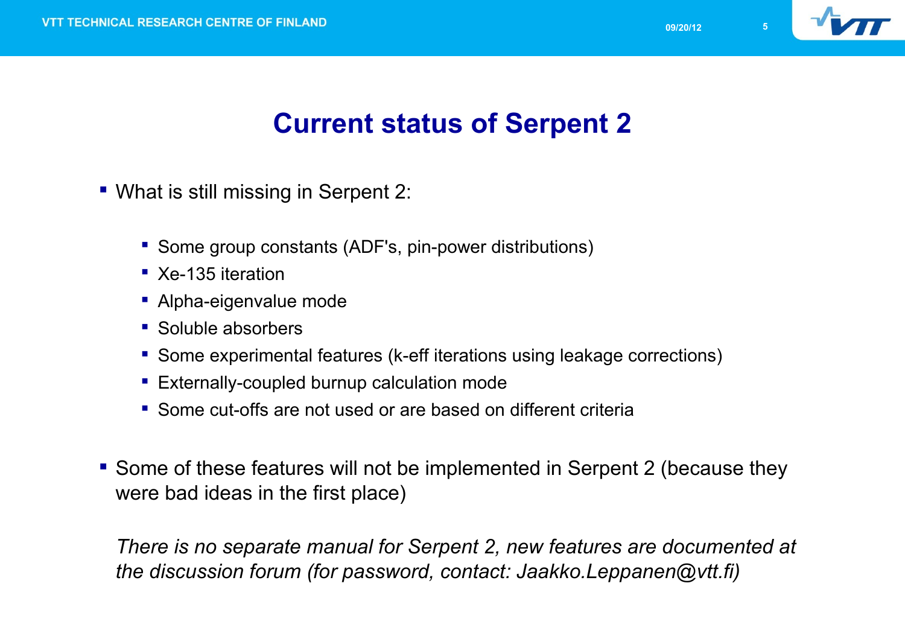# Current status of Serpent 2

- What is still missing in Serpent 2:

  - Some group constants (ADF's, pin-power distributions)
  - Xe-135 iteration
  - Alpha-eigenvalue mode
  - Soluble absorbers
  - Some experimental features (k-eff iterations using leakage corrections)
  - Externally-coupled burnup calculation mode
  - Some cut-offs are not used or are based on different criteria

- Some of these features will not be implemented in Serpent 2 (because they were bad ideas in the first place)

  *There is no separate manual for Serpent 2, new features are documented at the discussion forum (for password, contact: Jaakko.Leppanen@vtt.fi)*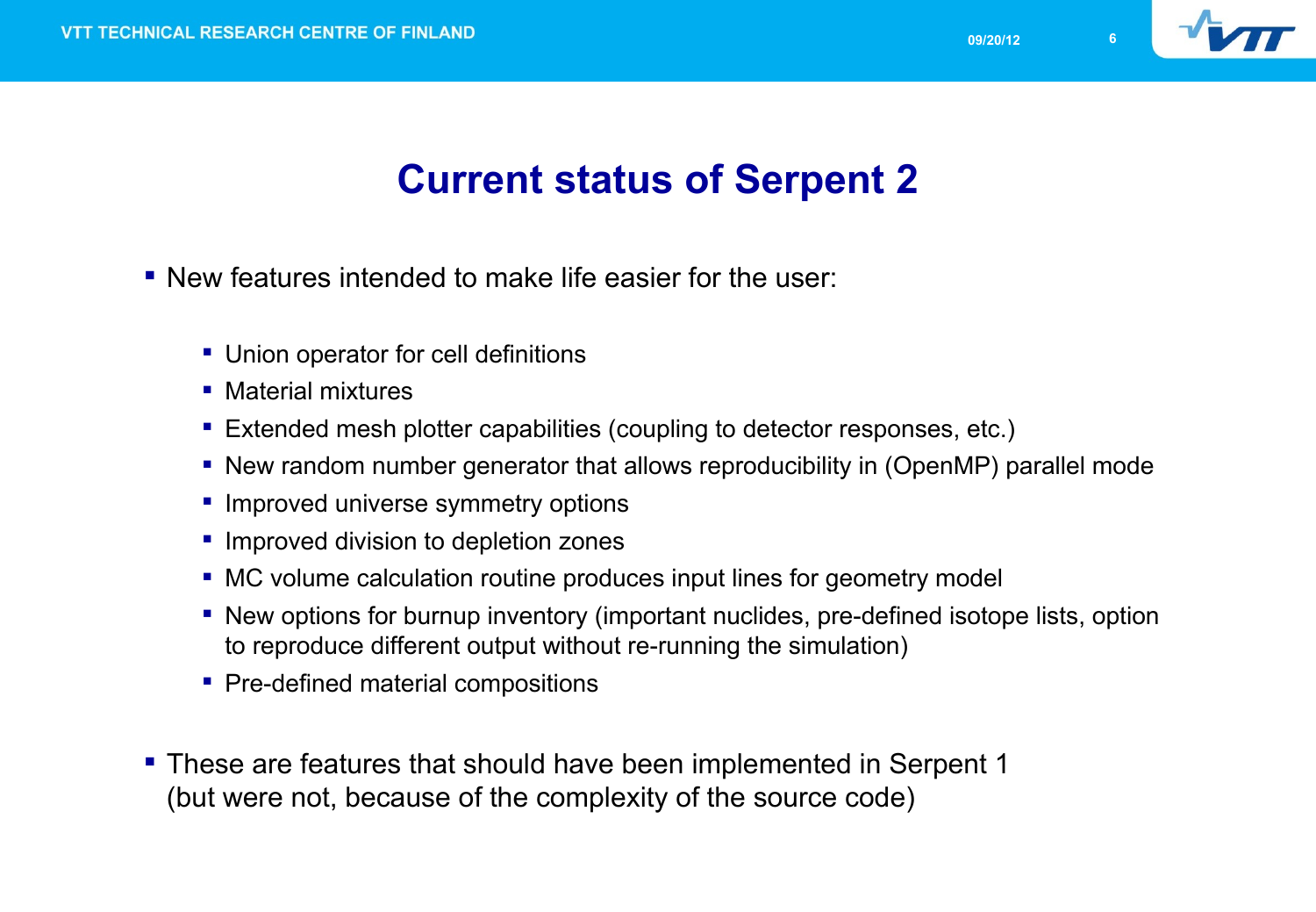# Current status of Serpent 2

- New features intended to make life easier for the user:
  - Union operator for cell definitions
  - Material mixtures
  - Extended mesh plotter capabilities (coupling to detector responses, etc.)
  - New random number generator that allows reproducibility in (OpenMP) parallel mode
  - Improved universe symmetry options
  - Improved division to depletion zones
  - MC volume calculation routine produces input lines for geometry model
  - New options for burnup inventory (important nuclides, pre-defined isotope lists, option to reproduce different output without re-running the simulation)
  - Pre-defined material compositions
- These are features that should have been implemented in Serpent 1 (but were not, because of the complexity of the source code)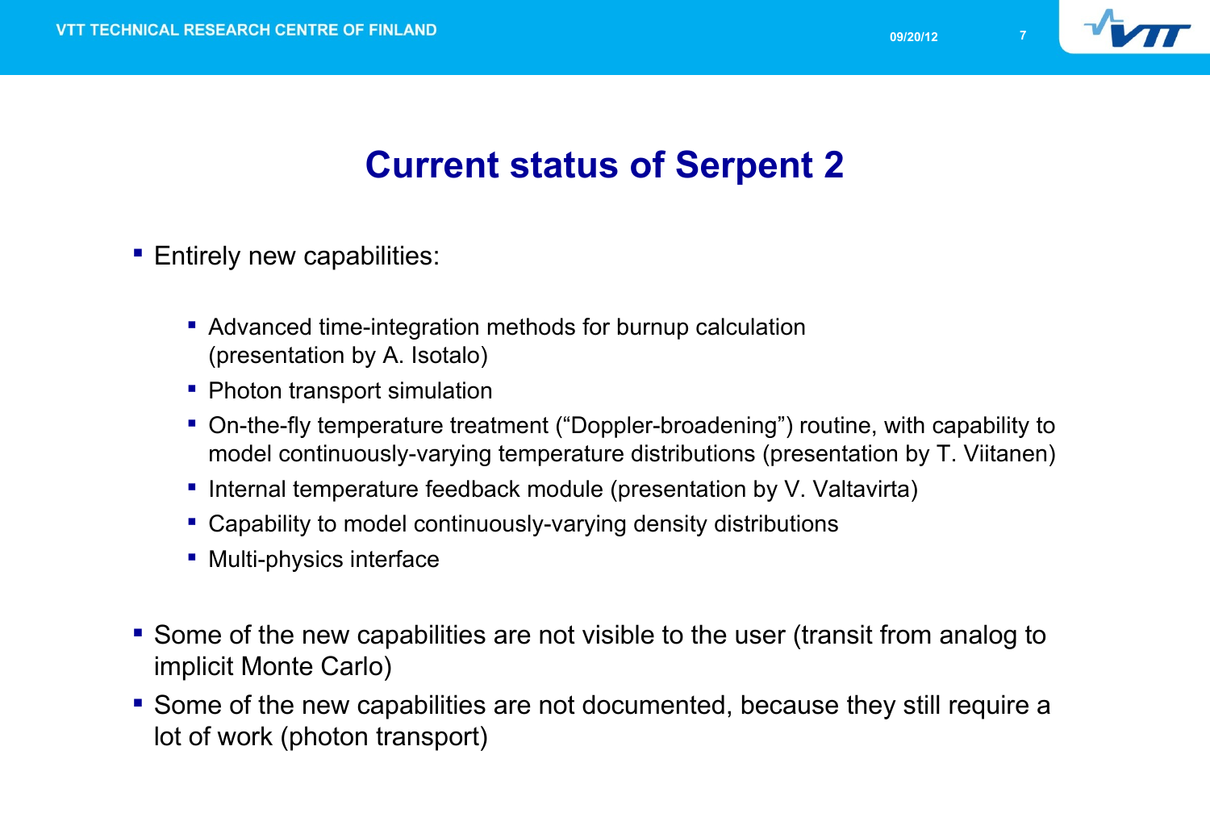# Current status of Serpent 2

- Entirely new capabilities:
  - Advanced time-integration methods for burnup calculation (presentation by A. Isotalo)
  - Photon transport simulation
  - On-the-fly temperature treatment (“Doppler-broadening”) routine, with capability to model continuously-varying temperature distributions (presentation by T. Viitanen)
  - Internal temperature feedback module (presentation by V. Valtavirta)
  - Capability to model continuously-varying density distributions
  - Multi-physics interface
- Some of the new capabilities are not visible to the user (transit from analog to implicit Monte Carlo)
- Some of the new capabilities are not documented, because they still require a lot of work (photon transport)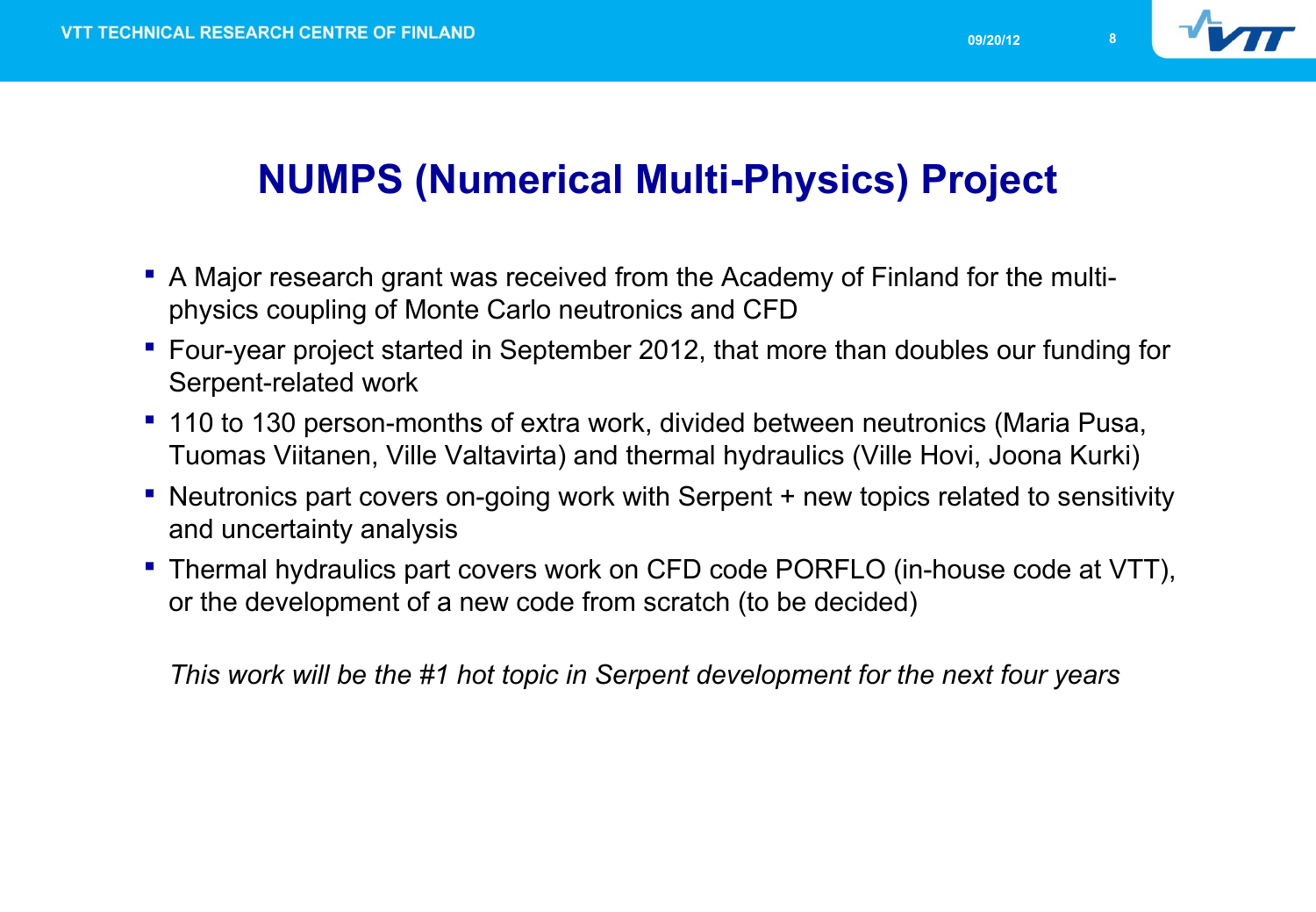# NUMPS (Numerical Multi-Physics) Project

- A Major research grant was received from the Academy of Finland for the multi-physics coupling of Monte Carlo neutronics and CFD
- Four-year project started in September 2012, that more than doubles our funding for Serpent-related work
- 110 to 130 person-months of extra work, divided between neutronics (Maria Pusa, Tuomas Viitanen, Ville Valtavirta) and thermal hydraulics (Ville Hovi, Joona Kurki)
- Neutronics part covers on-going work with Serpent + new topics related to sensitivity and uncertainty analysis
- Thermal hydraulics part covers work on CFD code PORFLO (in-house code at VTT), or the development of a new code from scratch (to be decided)

*This work will be the #1 hot topic in Serpent development for the next four years*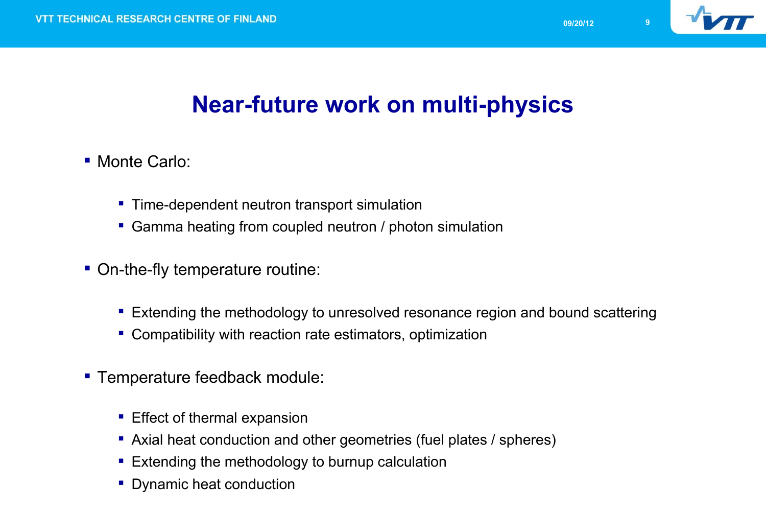# Near-future work on multi-physics

- Monte Carlo:
  - Time-dependent neutron transport simulation
  - Gamma heating from coupled neutron / photon simulation
- On-the-fly temperature routine:
  - Extending the methodology to unresolved resonance region and bound scattering
  - Compatibility with reaction rate estimators, optimization
- Temperature feedback module:
  - Effect of thermal expansion
  - Axial heat conduction and other geometries (fuel plates / spheres)
  - Extending the methodology to burnup calculation
  - Dynamic heat conduction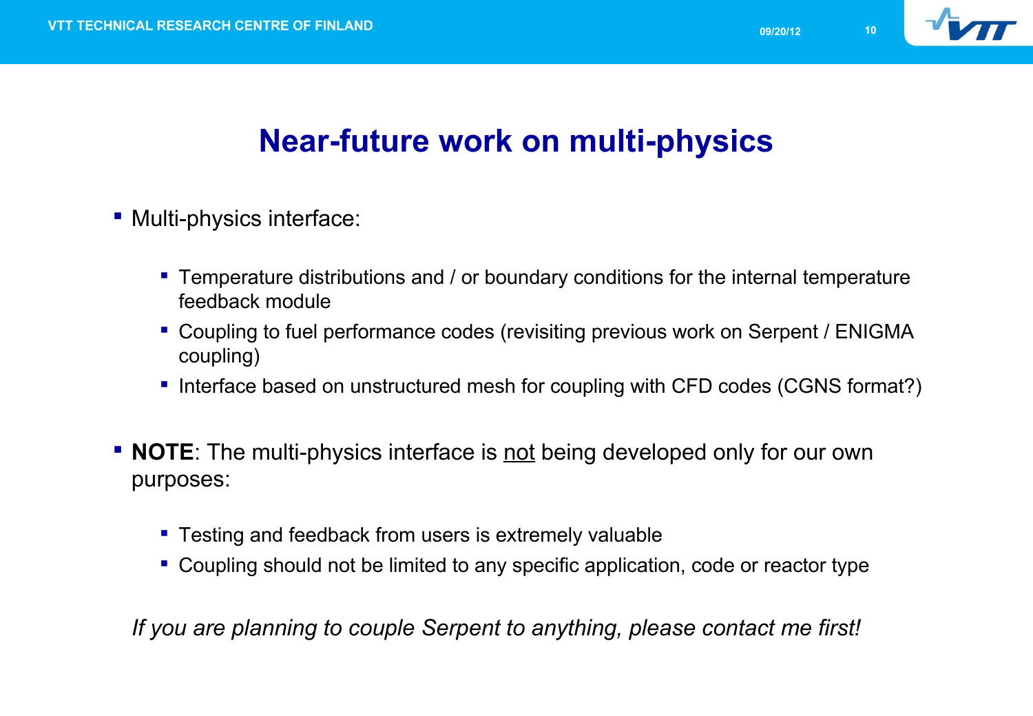# Near-future work on multi-physics

- Multi-physics interface:
  - Temperature distributions and / or boundary conditions for the internal temperature feedback module
  - Coupling to fuel performance codes (revisiting previous work on Serpent / ENIGMA coupling)
  - Interface based on unstructured mesh for coupling with CFD codes (CGNS format?)
- **NOTE**: The multi-physics interface is <u>not</u> being developed only for our own purposes:
  - Testing and feedback from users is extremely valuable
  - Coupling should not be limited to any specific application, code or reactor type

*If you are planning to couple Serpent to anything, please contact me first!*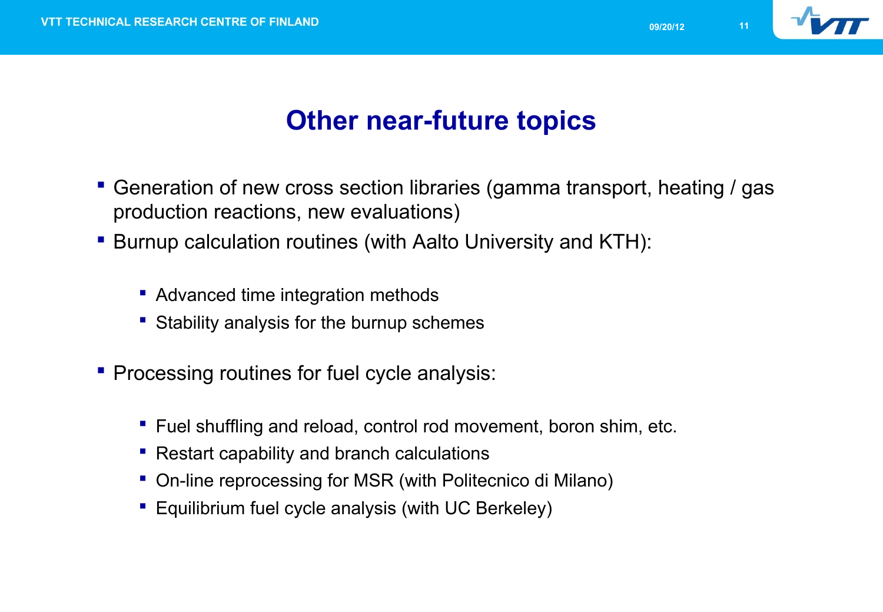# Other near-future topics

- Generation of new cross section libraries (gamma transport, heating / gas production reactions, new evaluations)
- Burnup calculation routines (with Aalto University and KTH):
  - Advanced time integration methods
  - Stability analysis for the burnup schemes
- Processing routines for fuel cycle analysis:
  - Fuel shuffling and reload, control rod movement, boron shim, etc.
  - Restart capability and branch calculations
  - On-line reprocessing for MSR (with Politecnico di Milano)
  - Equilibrium fuel cycle analysis (with UC Berkeley)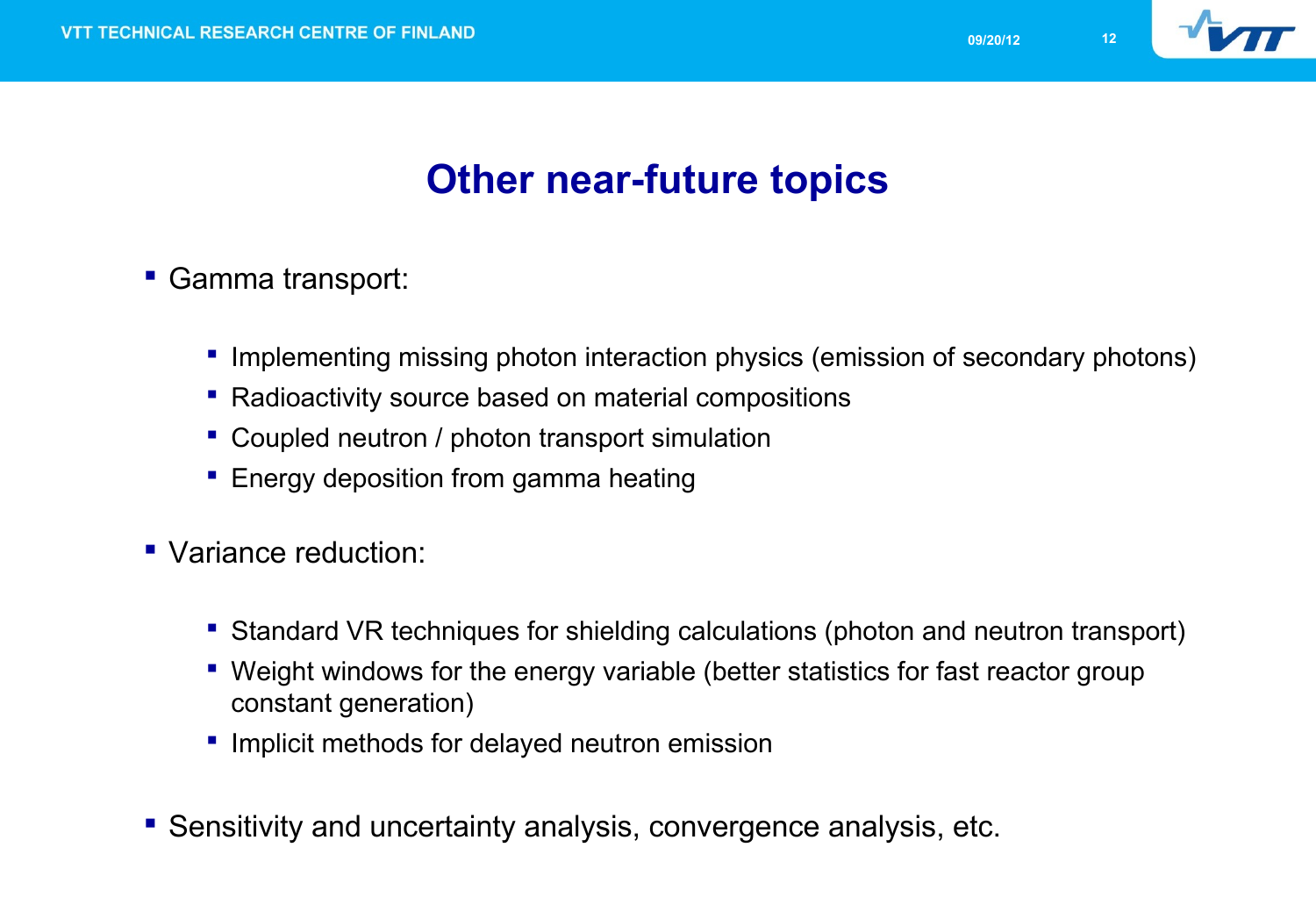# Other near-future topics

- Gamma transport:
  - Implementing missing photon interaction physics (emission of secondary photons)
  - Radioactivity source based on material compositions
  - Coupled neutron / photon transport simulation
  - Energy deposition from gamma heating
- Variance reduction:
  - Standard VR techniques for shielding calculations (photon and neutron transport)
  - Weight windows for the energy variable (better statistics for fast reactor group constant generation)
  - Implicit methods for delayed neutron emission
- Sensitivity and uncertainty analysis, convergence analysis, etc.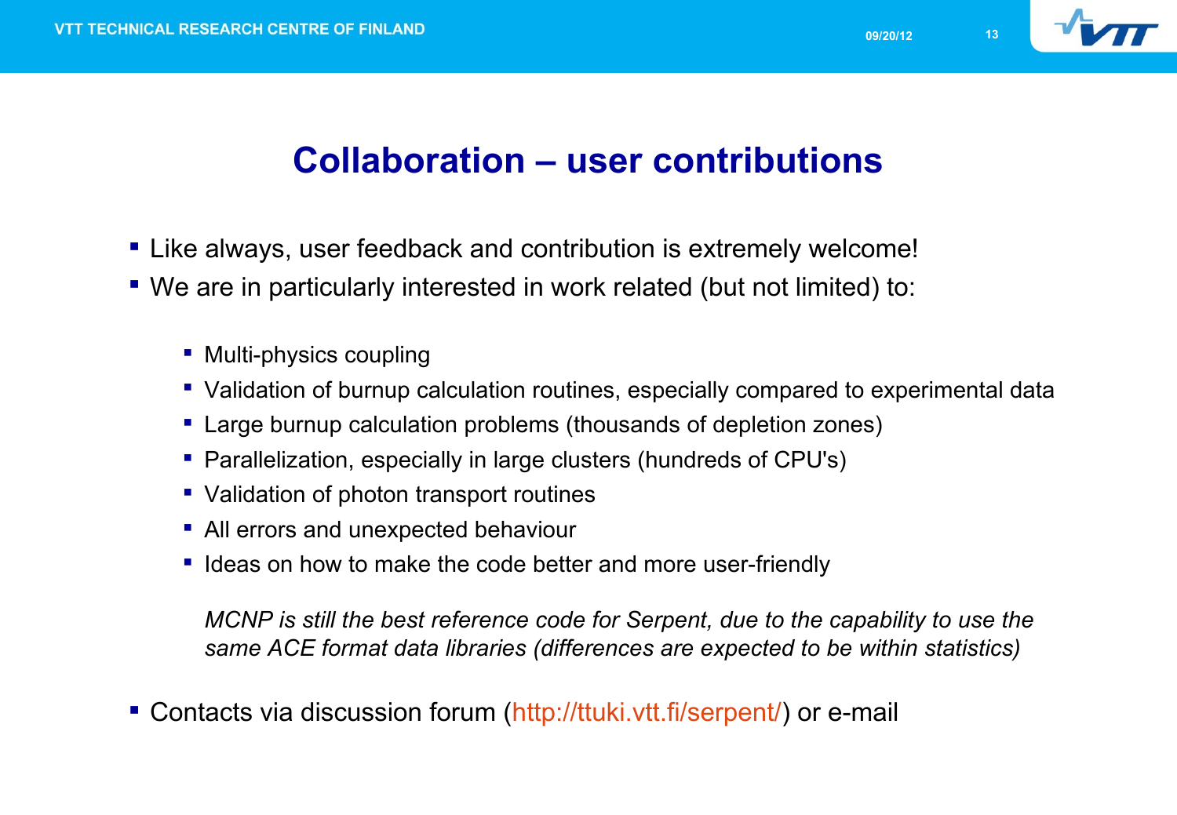# Collaboration – user contributions

- Like always, user feedback and contribution is extremely welcome!
- We are in particularly interested in work related (but not limited) to:
  - Multi-physics coupling
  - Validation of burnup calculation routines, especially compared to experimental data
  - Large burnup calculation problems (thousands of depletion zones)
  - Parallelization, especially in large clusters (hundreds of CPU's)
  - Validation of photon transport routines
  - All errors and unexpected behaviour
  - Ideas on how to make the code better and more user-friendly

  *MCNP is still the best reference code for Serpent, due to the capability to use the same ACE format data libraries (differences are expected to be within statistics)*

- Contacts via discussion forum (http://ttuki.vtt.fi/serpent/) or e-mail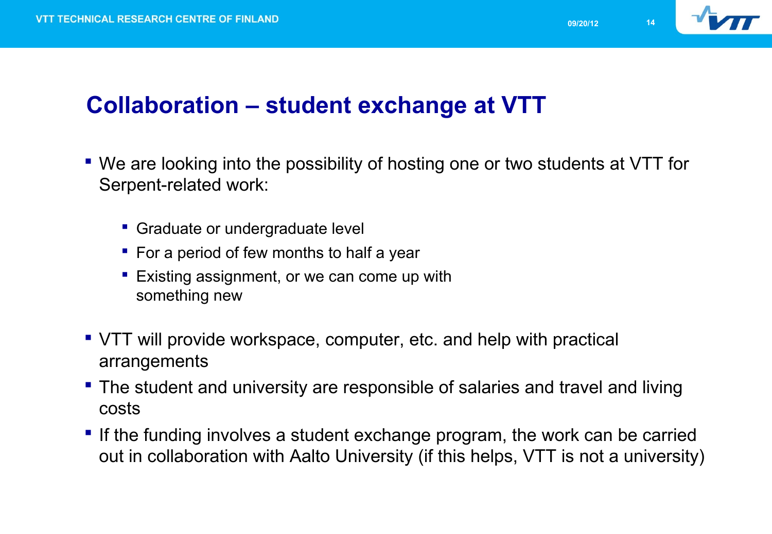# Collaboration – student exchange at VTT

- We are looking into the possibility of hosting one or two students at VTT for Serpent-related work:
  - Graduate or undergraduate level
  - For a period of few months to half a year
  - Existing assignment, or we can come up with something new
- VTT will provide workspace, computer, etc. and help with practical arrangements
- The student and university are responsible of salaries and travel and living costs
- If the funding involves a student exchange program, the work can be carried out in collaboration with Aalto University (if this helps, VTT is not a university)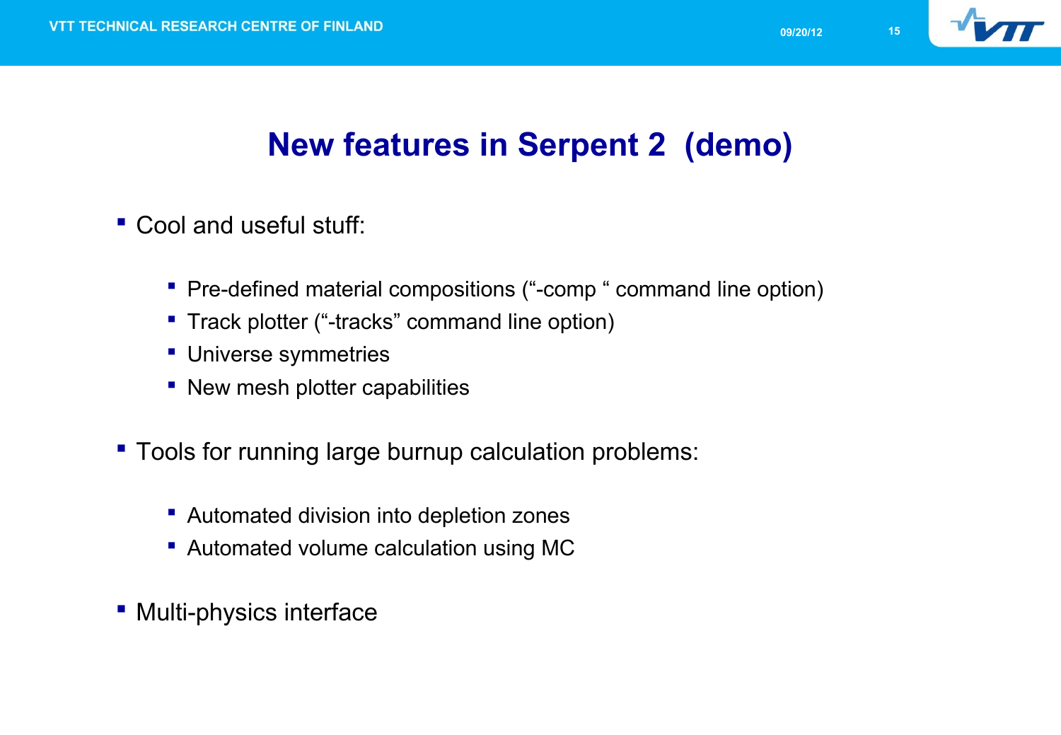# New features in Serpent 2 (demo)

- Cool and useful stuff:
  - Pre-defined material compositions (“-comp “ command line option)
  - Track plotter (“-tracks” command line option)
  - Universe symmetries
  - New mesh plotter capabilities
- Tools for running large burnup calculation problems:
  - Automated division into depletion zones
  - Automated volume calculation using MC
- Multi-physics interface